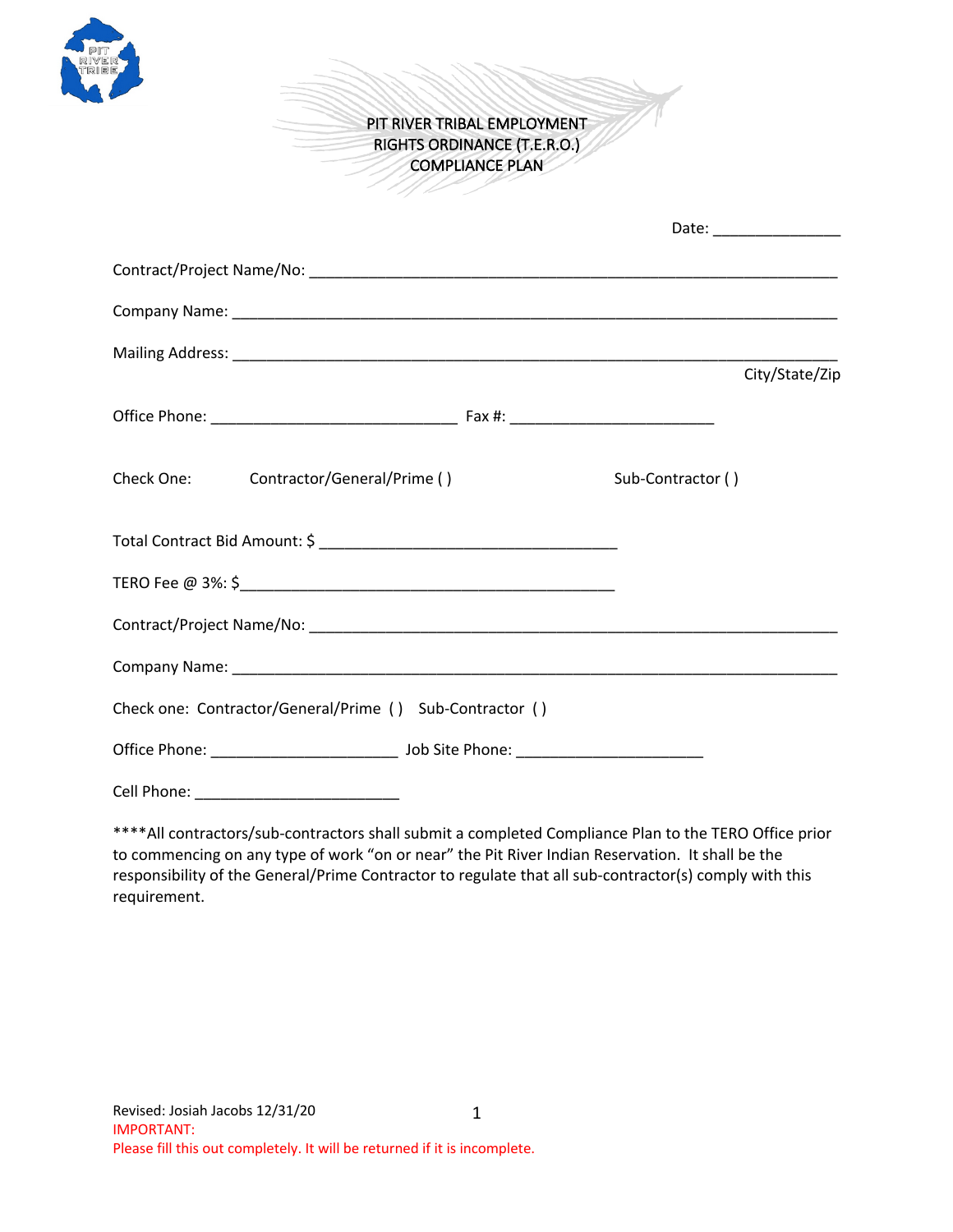# PIT RIVER TRIBAL EMPLOYMENT RIGHTS ORDINANCE (T.E.R.O.) COMPLIANCE PLAN

Date: _______________

Contract/Project Name/No: _________________________________________________________________

Company Name: ________________________________________________________________________

Mailing Address: ______________________________________________________________________
City/State/Zip

Office Phone: _____________________________ Fax #: ________________________

Check One: Contractor/General/Prime ( ) Sub-Contractor ( )

Total Contract Bid Amount: $ ___________________________________

TERO Fee @ 3%: $____________________________________________

Contract/Project Name/No: _________________________________________________________________

Company Name: ________________________________________________________________________

Check one: Contractor/General/Prime ( ) Sub-Contractor ( )

Office Phone: ______________________ Job Site Phone: ______________________

Cell Phone: ________________________

****All contractors/sub-contractors shall submit a completed Compliance Plan to the TERO Office prior to commencing on any type of work "on or near" the Pit River Indian Reservation. It shall be the responsibility of the General/Prime Contractor to regulate that all sub-contractor(s) comply with this requirement.

Revised: Josiah Jacobs 12/31/20

IMPORTANT:
Please fill this out completely. It will be returned if it is incomplete.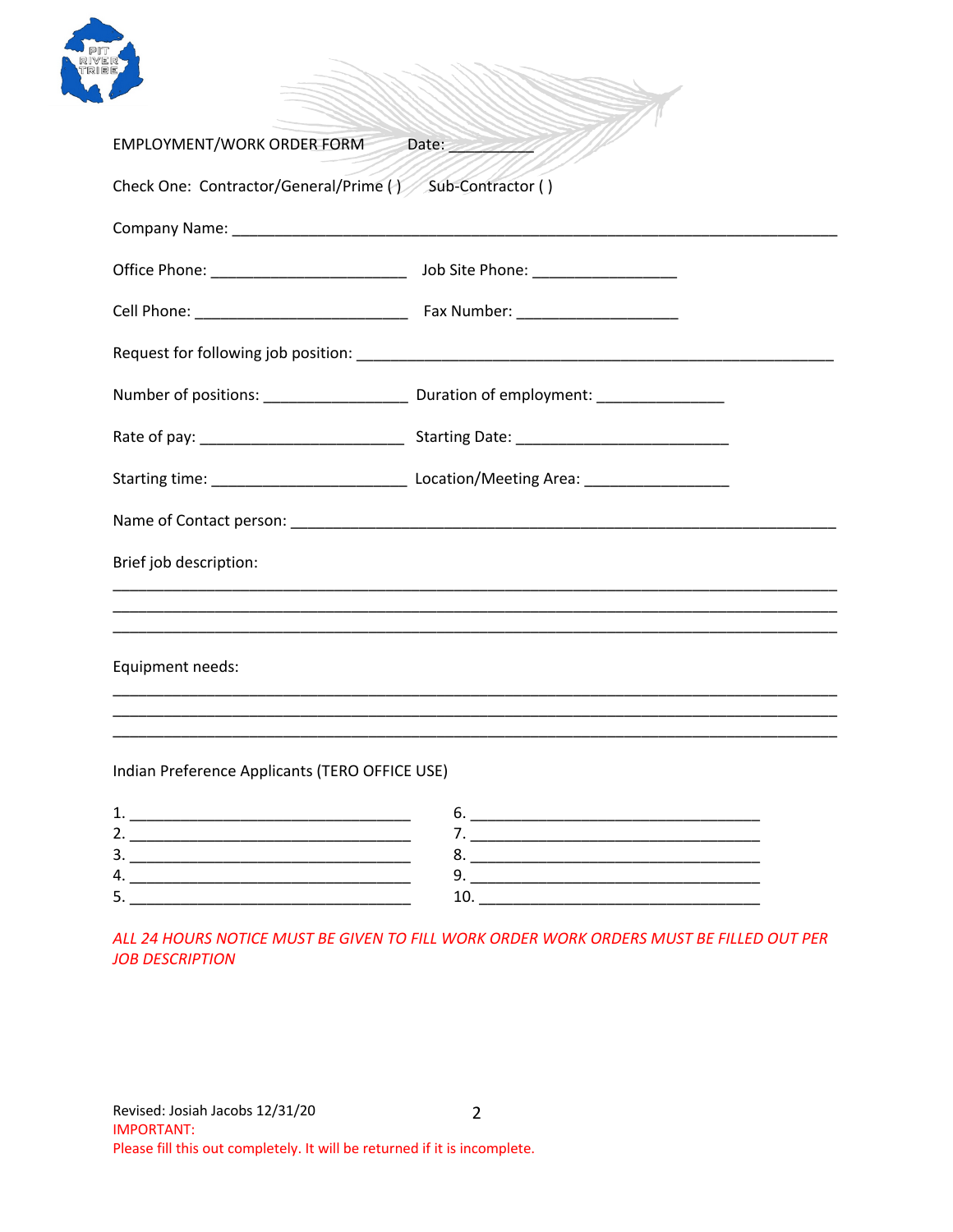EMPLOYMENT/WORK ORDER FORM Date: __________

Check One: Contractor/General/Prime ( ) Sub-Contractor ( )

Company Name: ___________________________________________________________________________

Office Phone: ______________________ Job Site Phone: ________________

Cell Phone: ________________________ Fax Number: __________________

Request for following job position: ____________________________________________________

Number of positions: ________________ Duration of employment: ______________

Rate of pay: _______________________ Starting Date: ________________________

Starting time: ______________________ Location/Meeting Area: ________________

Name of Contact person: _______________________________________________________________

Brief job description:

_______________________________________________________________________________

_______________________________________________________________________________

_______________________________________________________________________________

Equipment needs:

_______________________________________________________________________________

_______________________________________________________________________________

_______________________________________________________________________________

Indian Preference Applicants (TERO OFFICE USE)

1. ________________________________ 6. ________________________________
2. ________________________________ 7. ________________________________
3. ________________________________ 8. ________________________________
4. ________________________________ 9. ________________________________
5. ________________________________ 10. _______________________________

*ALL 24 HOURS NOTICE MUST BE GIVEN TO FILL WORK ORDER WORK ORDERS MUST BE FILLED OUT PER JOB DESCRIPTION*

Revised: Josiah Jacobs 12/31/20

IMPORTANT:
Please fill this out completely. It will be returned if it is incomplete.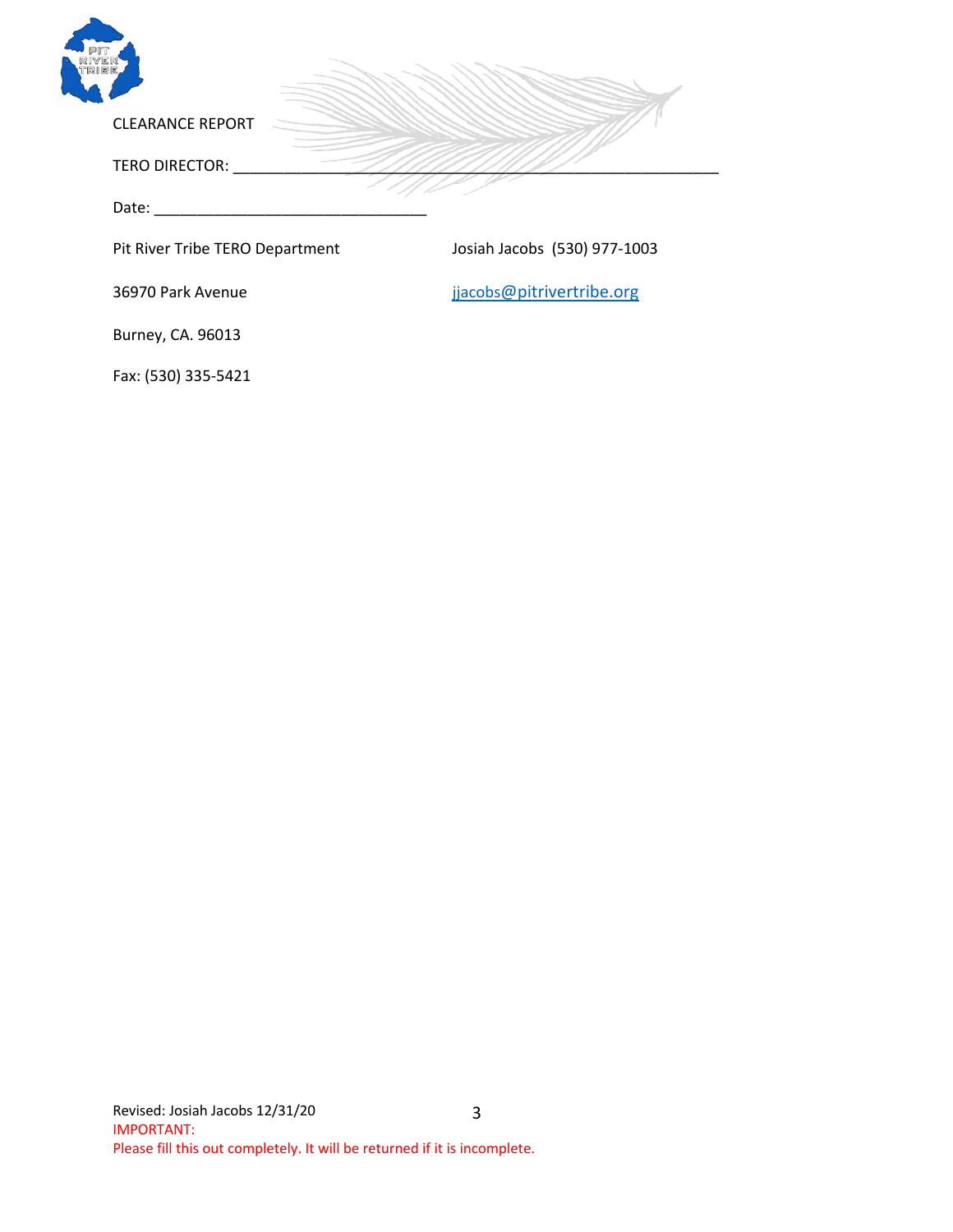CLEARANCE REPORT

TERO DIRECTOR: ___________________________________________________________

Date: ________________________________

Pit River Tribe TERO Department

36970 Park Avenue

Burney, CA. 96013

Fax: (530) 335-5421

Josiah Jacobs (530) 977-1003

jjacobs@pitrivertribe.org

Revised: Josiah Jacobs 12/31/20

IMPORTANT:

Please fill this out completely. It will be returned if it is incomplete.